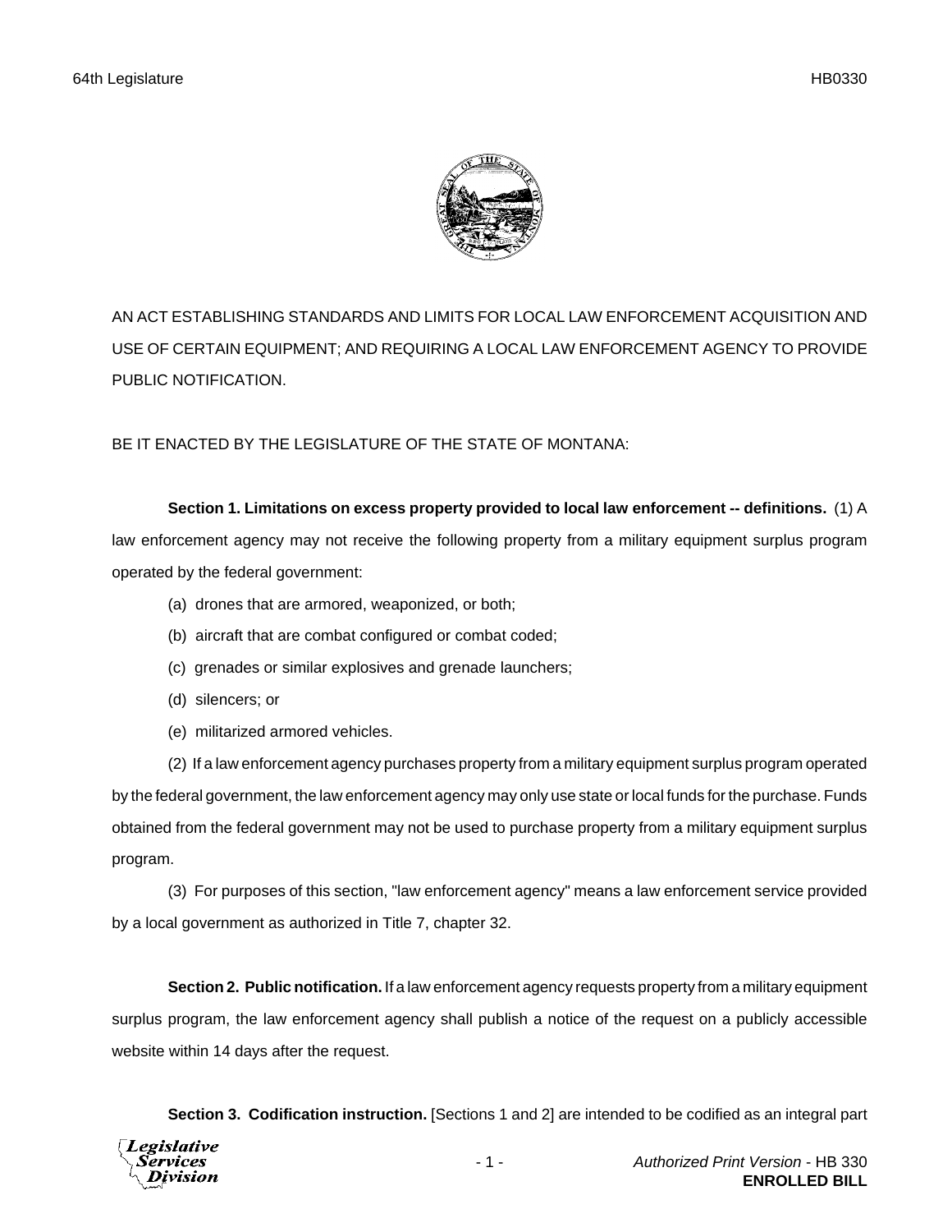AN ACT ESTABLISHING STANDARDS AND LIMITS FOR LOCAL LAW ENFORCEMENT ACQUISITION AND USE OF CERTAIN EQUIPMENT; AND REQUIRING A LOCAL LAW ENFORCEMENT AGENCY TO PROVIDE PUBLIC NOTIFICATION.

BE IT ENACTED BY THE LEGISLATURE OF THE STATE OF MONTANA:

**Section 1. Limitations on excess property provided to local law enforcement -- definitions.** (1) A law enforcement agency may not receive the following property from a military equipment surplus program operated by the federal government:

(a) drones that are armored, weaponized, or both;

(b) aircraft that are combat configured or combat coded;

(c) grenades or similar explosives and grenade launchers;

(d) silencers; or

(e) militarized armored vehicles.

(2) If a law enforcement agency purchases property from a military equipment surplus program operated by the federal government, the law enforcement agency may only use state or local funds for the purchase. Funds obtained from the federal government may not be used to purchase property from a military equipment surplus program.

(3) For purposes of this section, "law enforcement agency" means a law enforcement service provided by a local government as authorized in Title 7, chapter 32.

**Section 2. Public notification.** If a law enforcement agency requests property from a military equipment surplus program, the law enforcement agency shall publish a notice of the request on a publicly accessible website within 14 days after the request.

**Section 3. Codification instruction.** [Sections 1 and 2] are intended to be codified as an integral part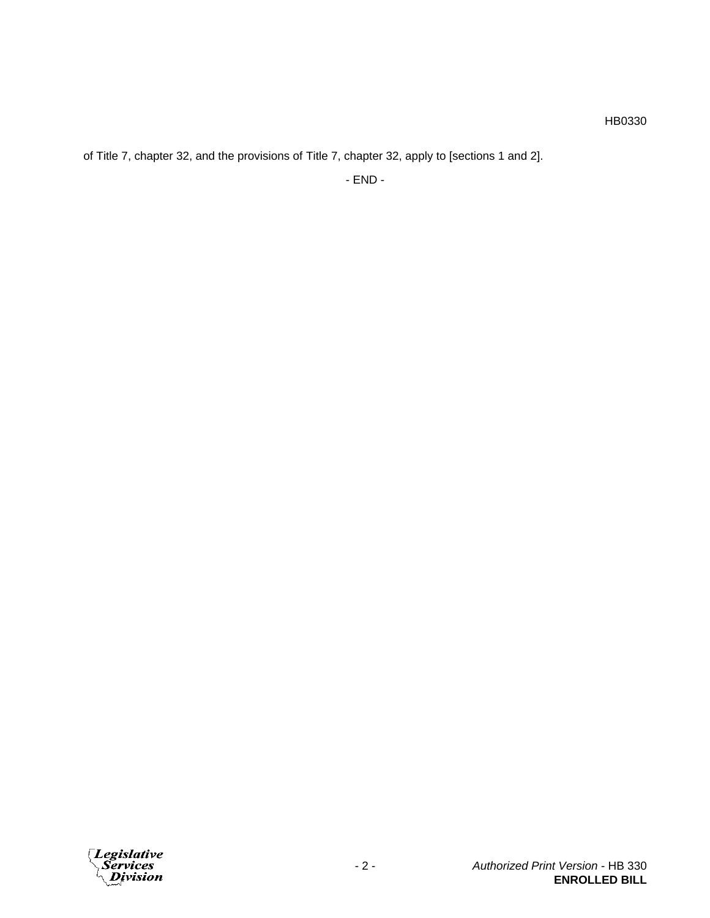of Title 7, chapter 32, and the provisions of Title 7, chapter 32, apply to [sections 1 and 2].

- END -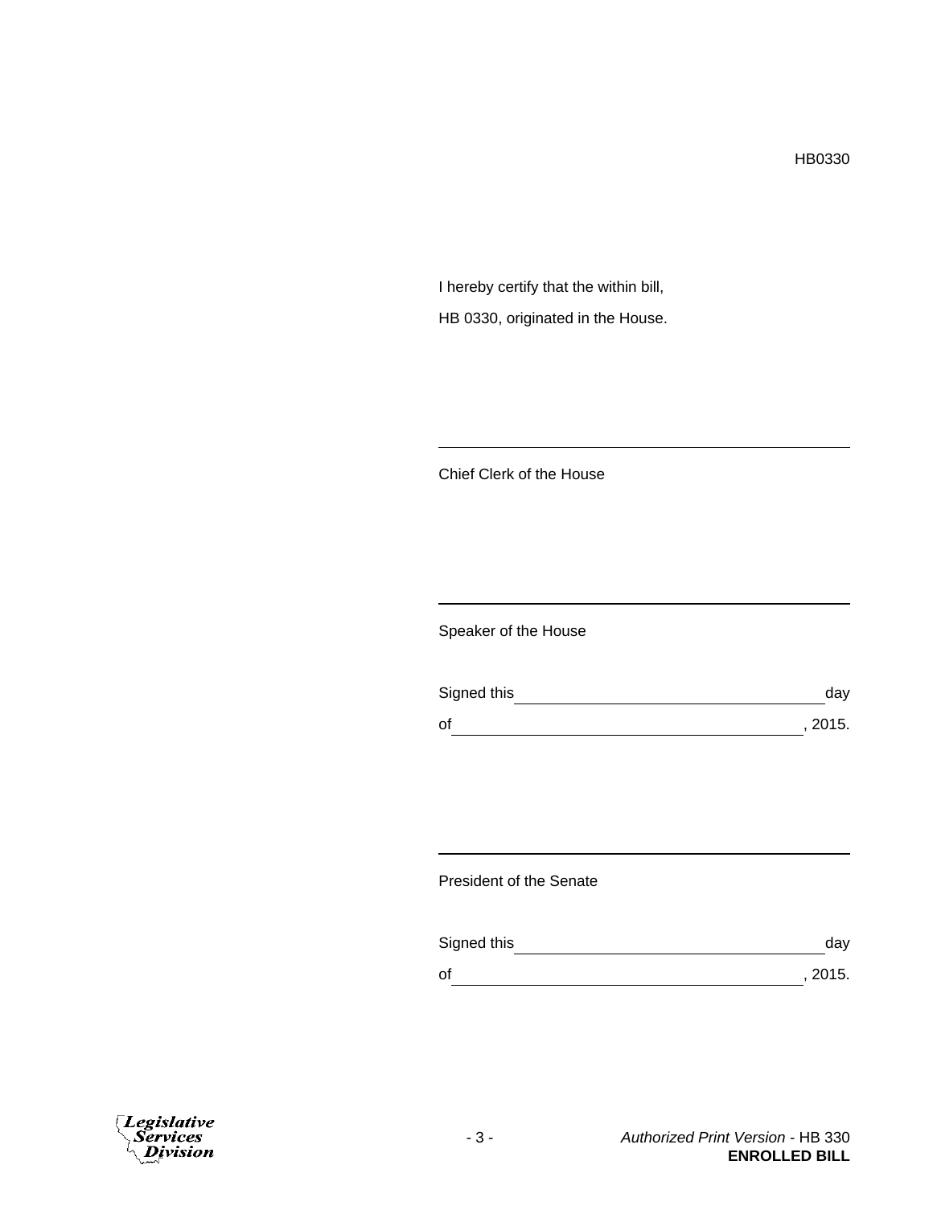HB0330

I hereby certify that the within bill,

HB 0330, originated in the House.

___________________________________________

Chief Clerk of the House

___________________________________________

Speaker of the House

Signed this _______________________________ day

of ____________________________________, 2015.

___________________________________________

President of the Senate

Signed this _______________________________ day

of ____________________________________, 2015.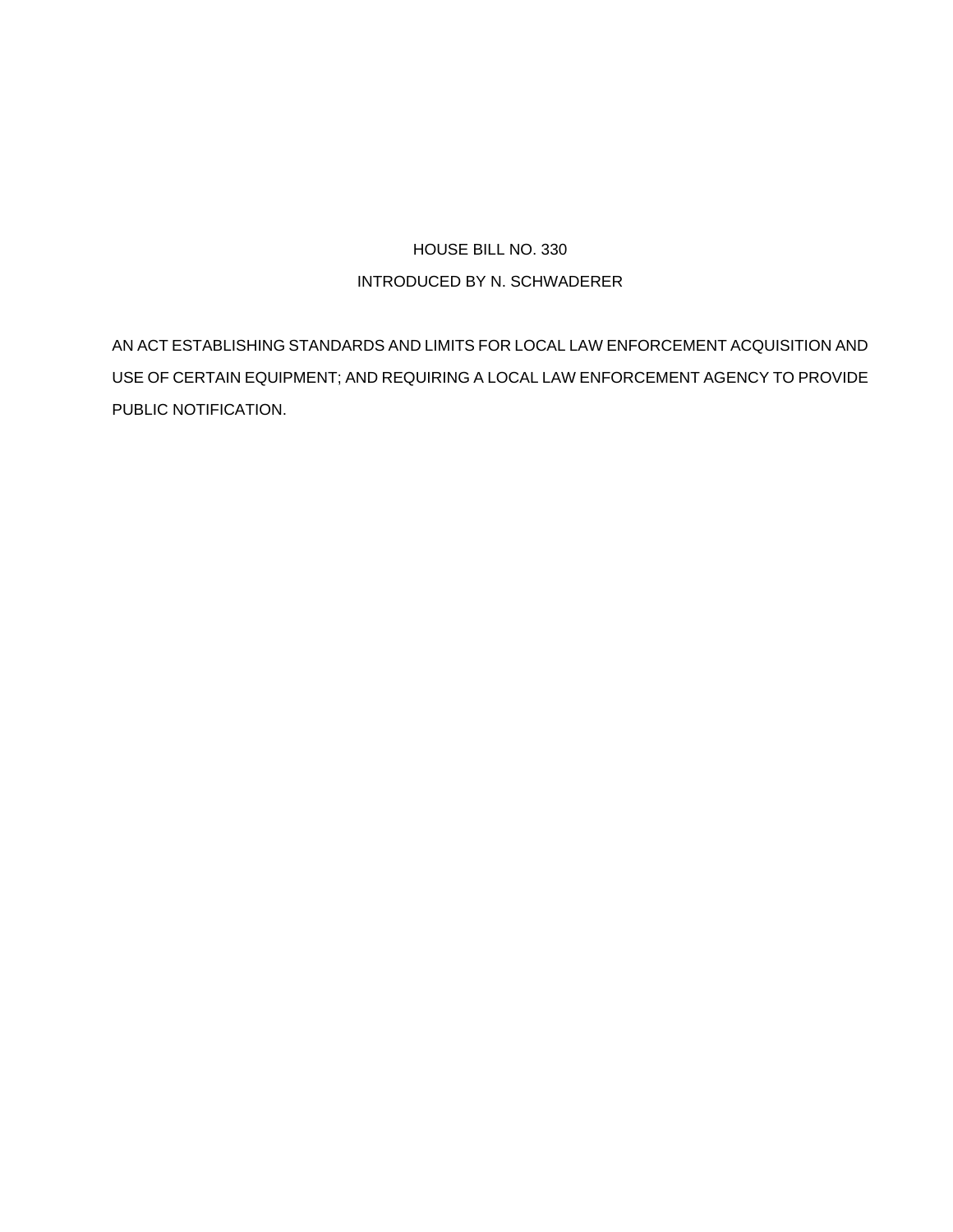HOUSE BILL NO. 330

INTRODUCED BY N. SCHWADERER

AN ACT ESTABLISHING STANDARDS AND LIMITS FOR LOCAL LAW ENFORCEMENT ACQUISITION AND USE OF CERTAIN EQUIPMENT; AND REQUIRING A LOCAL LAW ENFORCEMENT AGENCY TO PROVIDE PUBLIC NOTIFICATION.